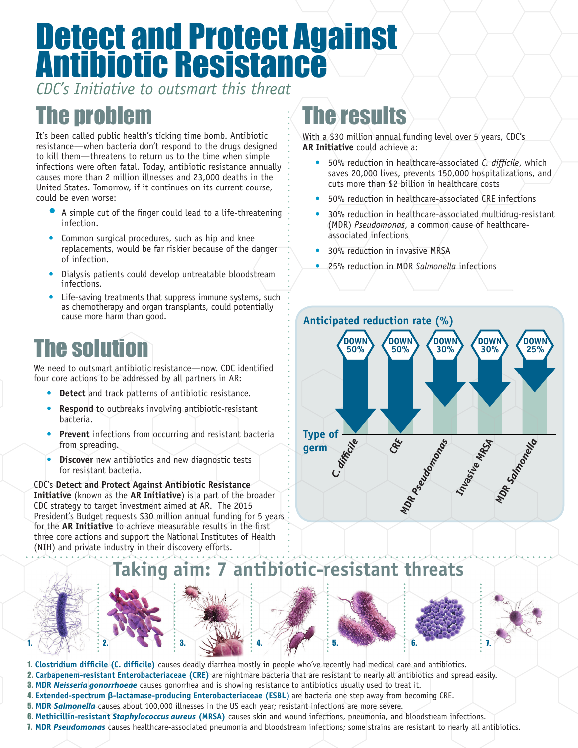# Detect and Protect Against Antibiotic Resistance

*CDC's Initiative to outsmart this threat*

## The problem

It's been called public health's ticking time bomb. Antibiotic resistance—when bacteria don't respond to the drugs designed to kill them—threatens to return us to the time when simple infections were often fatal. Today, antibiotic resistance annually causes more than 2 million illnesses and 23,000 deaths in the United States. Tomorrow, if it continues on its current course, could be even worse:

- A simple cut of the finger could lead to a life-threatening infection.
- Common surgical procedures, such as hip and knee replacements, would be far riskier because of the danger of infection.
- Dialysis patients could develop untreatable bloodstream infections.
- Life-saving treatments that suppress immune systems, such as chemotherapy and organ transplants, could potentially cause more harm than good.

## The solution

We need to outsmart antibiotic resistance—now. CDC identified four core actions to be addressed by all partners in AR:

- **Detect** and track patterns of antibiotic resistance.
- **Respond** to outbreaks involving antibiotic-resistant bacteria.
- **Prevent** infections from occurring and resistant bacteria from spreading.
- **Discover** new antibiotics and new diagnostic tests for resistant bacteria.

CDC's **Detect and Protect Against Antibiotic Resistance Initiative** (known as the **AR Initiative**) is a part of the broader CDC strategy to target investment aimed at AR. The 2015 President's Budget requests $30 million annual funding for 5 years for the **AR Initiative** to achieve measurable results in the first three core actions and support the National Institutes of Health (NIH) and private industry in their discovery efforts.

## The results

With a $30 million annual funding level over 5 years, CDC's **AR Initiative** could achieve a:

- 50% reduction in healthcare-associated *C. difficile*, which saves 20,000 lives, prevents 150,000 hospitalizations, and cuts more than $2 billion in healthcare costs
- 50% reduction in healthcare-associated CRE infections
- 30% reduction in healthcare-associated multidrug-resistant (MDR) *Pseudomonas*, a common cause of healthcare-associated infections
- 30% reduction in invasive MRSA
- 25% reduction in MDR *Salmonella* infections

**Anticipated reduction rate (%)**

| Type of germ | Anticipated reduction |
|---|---|
| C. difficile | DOWN 50% |
| CRE | DOWN 50% |
| MDR Pseudomonas | DOWN 30% |
| Invasive MRSA | DOWN 30% |
| MDR Salmonella | DOWN 25% |

## Taking aim: 7 antibiotic-resistant threats

1. **Clostridium difficile (C. difficile)** causes deadly diarrhea mostly in people who've recently had medical care and antibiotics.
2. **Carbapenem-resistant Enterobacteriaceae (CRE)** are nightmare bacteria that are resistant to nearly all antibiotics and spread easily.
3. **MDR *Neisseria gonorrhoeae*** causes gonorrhea and is showing resistance to antibiotics usually used to treat it.
4. **Extended-spectrum β-lactamase-producing Enterobacteriaceae (ESBL)** are bacteria one step away from becoming CRE.
5. **MDR *Salmonella*** causes about 100,000 illnesses in the US each year; resistant infections are more severe.
6. **Methicillin-resistant *Staphylococcus aureus* (MRSA)** causes skin and wound infections, pneumonia, and bloodstream infections.
7. **MDR *Pseudomonas*** causes healthcare-associated pneumonia and bloodstream infections; some strains are resistant to nearly all antibiotics.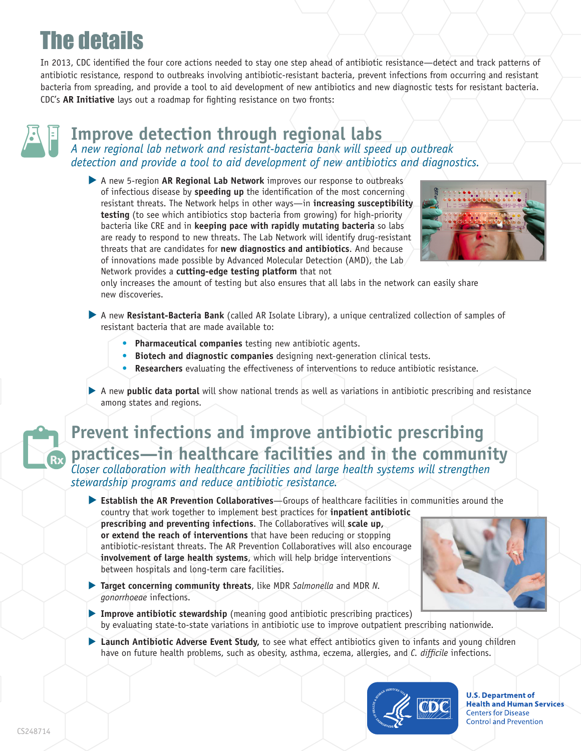# The details

In 2013, CDC identified the four core actions needed to stay one step ahead of antibiotic resistance—detect and track patterns of antibiotic resistance, respond to outbreaks involving antibiotic-resistant bacteria, prevent infections from occurring and resistant bacteria from spreading, and provide a tool to aid development of new antibiotics and new diagnostic tests for resistant bacteria. CDC's **AR Initiative** lays out a roadmap for fighting resistance on two fronts:

## Improve detection through regional labs

*A new regional lab network and resistant-bacteria bank will speed up outbreak detection and provide a tool to aid development of new antibiotics and diagnostics.*

- A new 5-region **AR Regional Lab Network** improves our response to outbreaks of infectious disease by **speeding up** the identification of the most concerning resistant threats. The Network helps in other ways—in **increasing susceptibility testing** (to see which antibiotics stop bacteria from growing) for high-priority bacteria like CRE and in **keeping pace with rapidly mutating bacteria** so labs are ready to respond to new threats. The Lab Network will identify drug-resistant threats that are candidates for **new diagnostics and antibiotics**. And because of innovations made possible by Advanced Molecular Detection (AMD), the Lab Network provides a **cutting-edge testing platform** that not only increases the amount of testing but also ensures that all labs in the network can easily share new discoveries.
- A new **Resistant-Bacteria Bank** (called AR Isolate Library), a unique centralized collection of samples of resistant bacteria that are made available to:
  - **Pharmaceutical companies** testing new antibiotic agents.
  - **Biotech and diagnostic companies** designing next-generation clinical tests.
  - **Researchers** evaluating the effectiveness of interventions to reduce antibiotic resistance.
- A new **public data portal** will show national trends as well as variations in antibiotic prescribing and resistance among states and regions.

## Prevent infections and improve antibiotic prescribing practices—in healthcare facilities and in the community

*Closer collaboration with healthcare facilities and large health systems will strengthen stewardship programs and reduce antibiotic resistance.*

- **Establish the AR Prevention Collaboratives**—Groups of healthcare facilities in communities around the country that work together to implement best practices for **inpatient antibiotic prescribing and preventing infections**. The Collaboratives will **scale up, or extend the reach of interventions** that have been reducing or stopping antibiotic-resistant threats. The AR Prevention Collaboratives will also encourage **involvement of large health systems**, which will help bridge interventions between hospitals and long-term care facilities.
- **Target concerning community threats**, like MDR *Salmonella* and MDR *N. gonorrhoeae* infections.
- **Improve antibiotic stewardship** (meaning good antibiotic prescribing practices) by evaluating state-to-state variations in antibiotic use to improve outpatient prescribing nationwide.
- **Launch Antibiotic Adverse Event Study,** to see what effect antibiotics given to infants and young children have on future health problems, such as obesity, asthma, eczema, allergies, and *C. difficile* infections.

U.S. Department of Health and Human Services
Centers for Disease Control and Prevention

CS248714